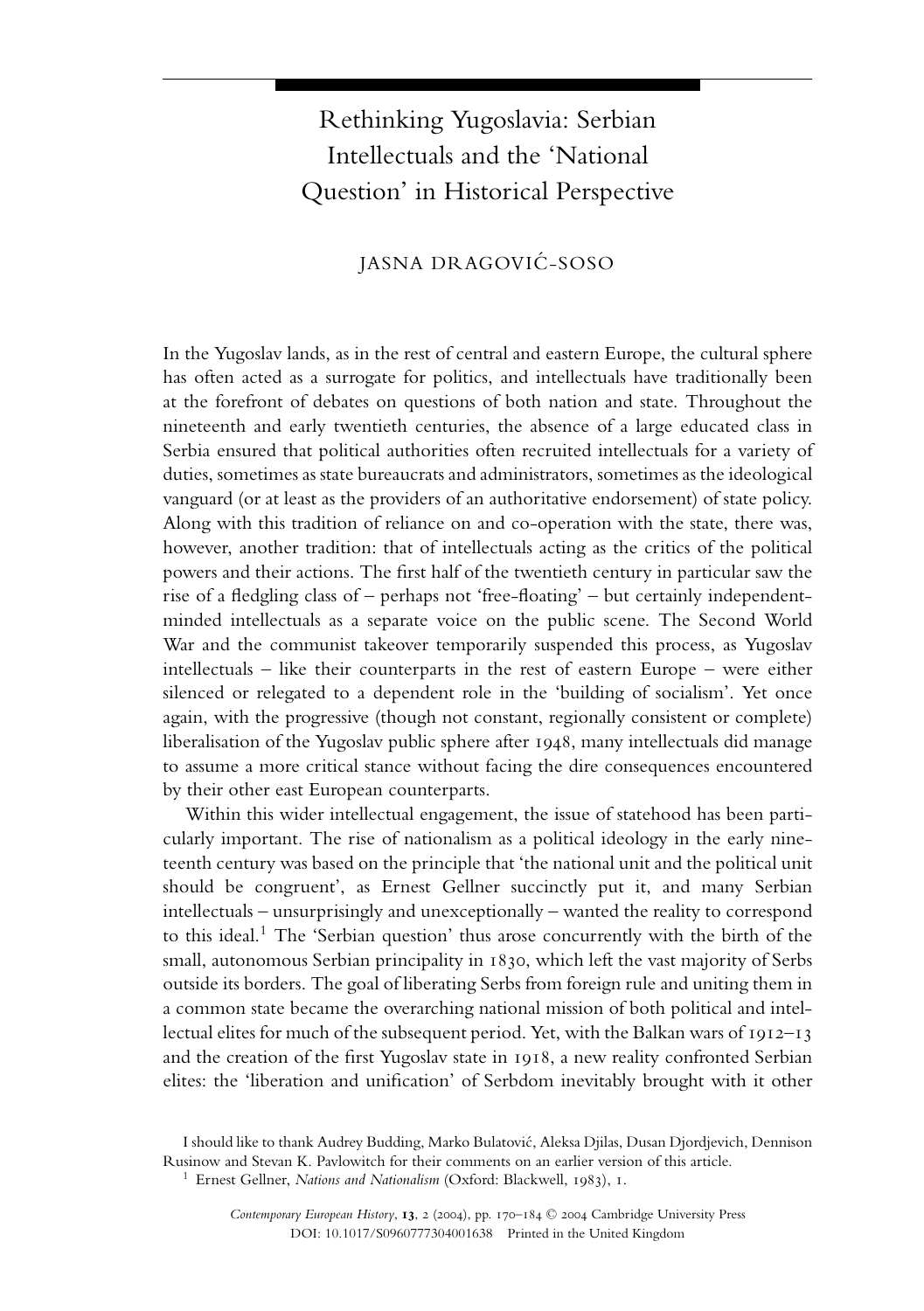# Rethinking Yugoslavia: Serbian Intellectuals and the 'National Question' in Historical Perspective

JASNA DRAGOVIĆ-SOSO

In the Yugoslav lands, as in the rest of central and eastern Europe, the cultural sphere has often acted as a surrogate for politics, and intellectuals have traditionally been at the forefront of debates on questions of both nation and state. Throughout the nineteenth and early twentieth centuries, the absence of a large educated class in Serbia ensured that political authorities often recruited intellectuals for a variety of duties, sometimes as state bureaucrats and administrators, sometimes as the ideological vanguard (or at least as the providers of an authoritative endorsement) of state policy. Along with this tradition of reliance on and co-operation with the state, there was, however, another tradition: that of intellectuals acting as the critics of the political powers and their actions. The first half of the twentieth century in particular saw the rise of a fledgling class of – perhaps not 'free-floating' – but certainly independent-minded intellectuals as a separate voice on the public scene. The Second World War and the communist takeover temporarily suspended this process, as Yugoslav intellectuals – like their counterparts in the rest of eastern Europe – were either silenced or relegated to a dependent role in the 'building of socialism'. Yet once again, with the progressive (though not constant, regionally consistent or complete) liberalisation of the Yugoslav public sphere after 1948, many intellectuals did manage to assume a more critical stance without facing the dire consequences encountered by their other east European counterparts.

Within this wider intellectual engagement, the issue of statehood has been particularly important. The rise of nationalism as a political ideology in the early nineteenth century was based on the principle that 'the national unit and the political unit should be congruent', as Ernest Gellner succinctly put it, and many Serbian intellectuals – unsurprisingly and unexceptionally – wanted the reality to correspond to this ideal.[1] The 'Serbian question' thus arose concurrently with the birth of the small, autonomous Serbian principality in 1830, which left the vast majority of Serbs outside its borders. The goal of liberating Serbs from foreign rule and uniting them in a common state became the overarching national mission of both political and intellectual elites for much of the subsequent period. Yet, with the Balkan wars of 1912–13 and the creation of the first Yugoslav state in 1918, a new reality confronted Serbian elites: the 'liberation and unification' of Serbdom inevitably brought with it other

I should like to thank Audrey Budding, Marko Bulatović, Aleksa Djilas, Dusan Djordjevich, Dennison Rusinow and Stevan K. Pavlowitch for their comments on an earlier version of this article.

[1] Ernest Gellner, *Nations and Nationalism* (Oxford: Blackwell, 1983), 1.

*Contemporary European History*, **13**, 2 (2004), pp. 170–184 © 2004 Cambridge University Press
DOI: 10.1017/S0960777304001638 Printed in the United Kingdom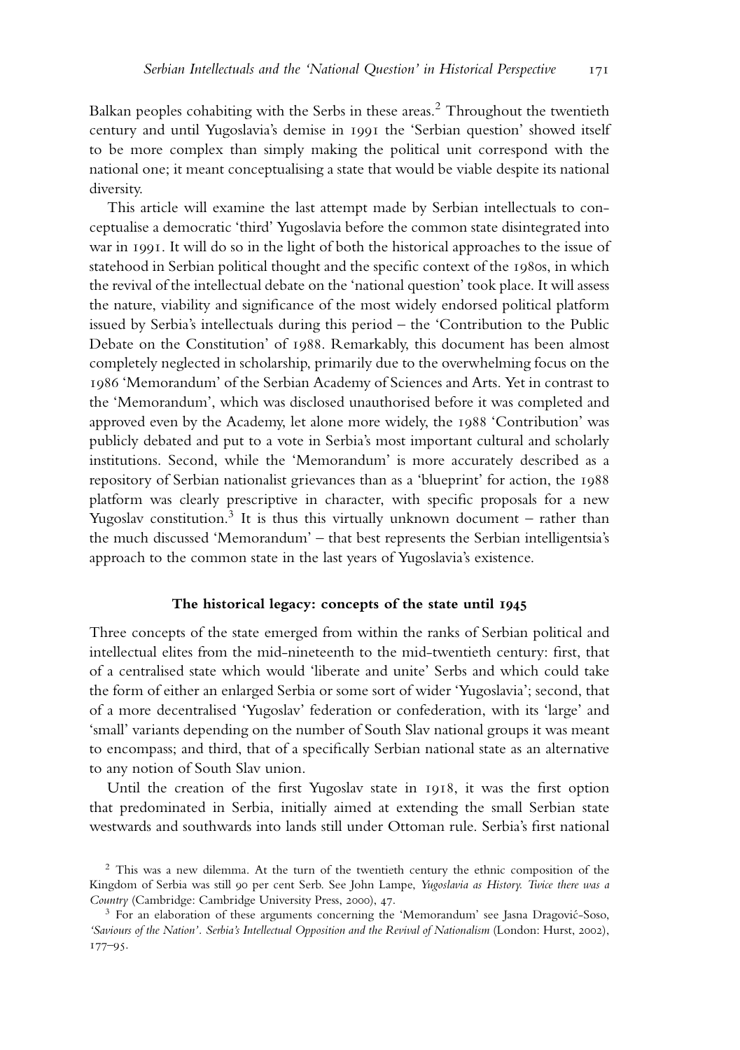Balkan peoples cohabiting with the Serbs in these areas.[2] Throughout the twentieth century and until Yugoslavia's demise in 1991 the 'Serbian question' showed itself to be more complex than simply making the political unit correspond with the national one; it meant conceptualising a state that would be viable despite its national diversity.

This article will examine the last attempt made by Serbian intellectuals to conceptualise a democratic 'third' Yugoslavia before the common state disintegrated into war in 1991. It will do so in the light of both the historical approaches to the issue of statehood in Serbian political thought and the specific context of the 1980s, in which the revival of the intellectual debate on the 'national question' took place. It will assess the nature, viability and significance of the most widely endorsed political platform issued by Serbia's intellectuals during this period – the 'Contribution to the Public Debate on the Constitution' of 1988. Remarkably, this document has been almost completely neglected in scholarship, primarily due to the overwhelming focus on the 1986 'Memorandum' of the Serbian Academy of Sciences and Arts. Yet in contrast to the 'Memorandum', which was disclosed unauthorised before it was completed and approved even by the Academy, let alone more widely, the 1988 'Contribution' was publicly debated and put to a vote in Serbia's most important cultural and scholarly institutions. Second, while the 'Memorandum' is more accurately described as a repository of Serbian nationalist grievances than as a 'blueprint' for action, the 1988 platform was clearly prescriptive in character, with specific proposals for a new Yugoslav constitution.[3] It is thus this virtually unknown document – rather than the much discussed 'Memorandum' – that best represents the Serbian intelligentsia's approach to the common state in the last years of Yugoslavia's existence.

## The historical legacy: concepts of the state until 1945

Three concepts of the state emerged from within the ranks of Serbian political and intellectual elites from the mid-nineteenth to the mid-twentieth century: first, that of a centralised state which would 'liberate and unite' Serbs and which could take the form of either an enlarged Serbia or some sort of wider 'Yugoslavia'; second, that of a more decentralised 'Yugoslav' federation or confederation, with its 'large' and 'small' variants depending on the number of South Slav national groups it was meant to encompass; and third, that of a specifically Serbian national state as an alternative to any notion of South Slav union.

Until the creation of the first Yugoslav state in 1918, it was the first option that predominated in Serbia, initially aimed at extending the small Serbian state westwards and southwards into lands still under Ottoman rule. Serbia's first national

[2] This was a new dilemma. At the turn of the twentieth century the ethnic composition of the Kingdom of Serbia was still 90 per cent Serb. See John Lampe, *Yugoslavia as History. Twice there was a Country* (Cambridge: Cambridge University Press, 2000), 47.

[3] For an elaboration of these arguments concerning the 'Memorandum' see Jasna Dragović-Soso, *'Saviours of the Nation'. Serbia's Intellectual Opposition and the Revival of Nationalism* (London: Hurst, 2002), 177–95.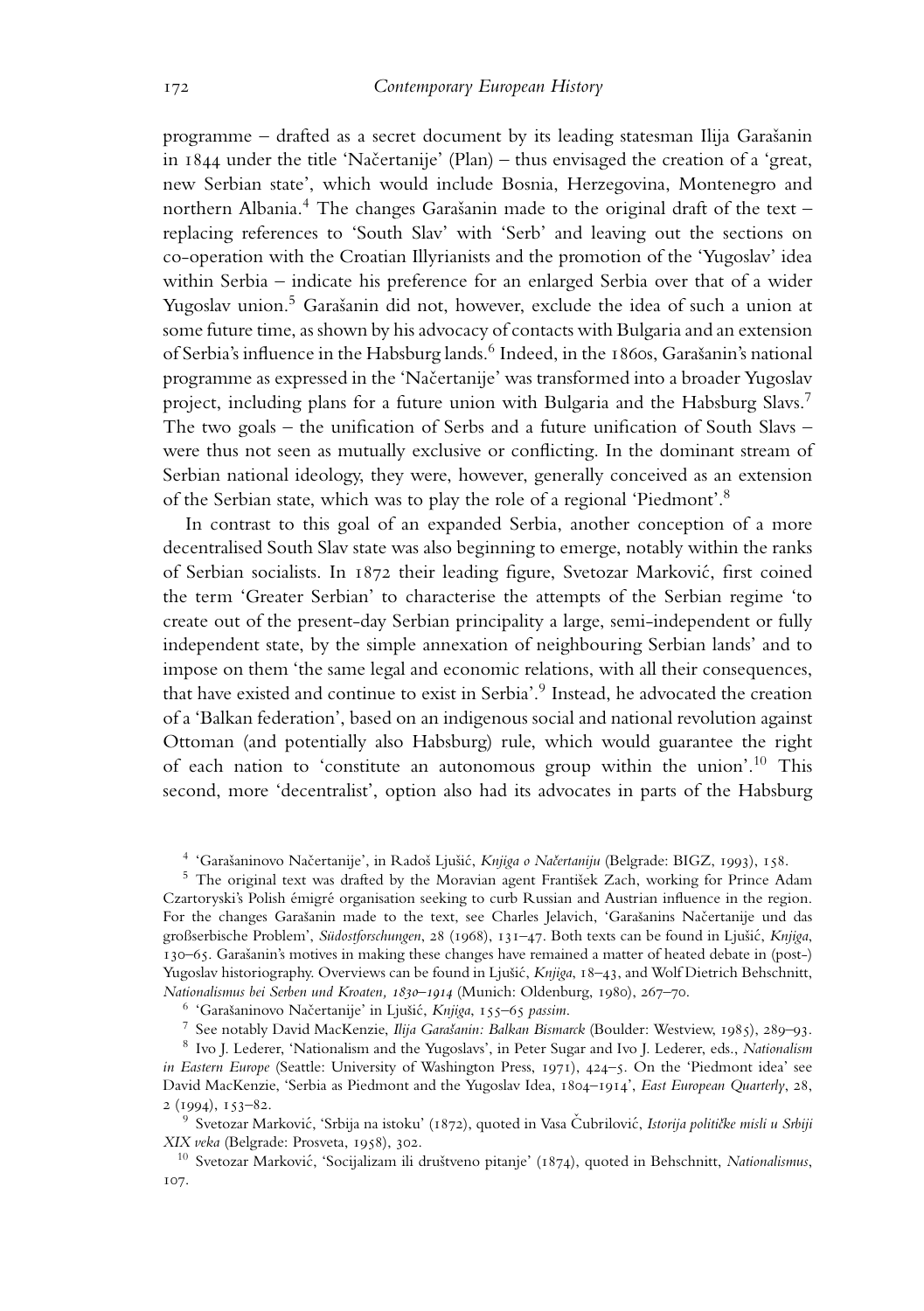programme – drafted as a secret document by its leading statesman Ilija Garašanin in 1844 under the title 'Načertanije' (Plan) – thus envisaged the creation of a 'great, new Serbian state', which would include Bosnia, Herzegovina, Montenegro and northern Albania.[4] The changes Garašanin made to the original draft of the text – replacing references to 'South Slav' with 'Serb' and leaving out the sections on co-operation with the Croatian Illyrianists and the promotion of the 'Yugoslav' idea within Serbia – indicate his preference for an enlarged Serbia over that of a wider Yugoslav union.[5] Garašanin did not, however, exclude the idea of such a union at some future time, as shown by his advocacy of contacts with Bulgaria and an extension of Serbia's influence in the Habsburg lands.[6] Indeed, in the 1860s, Garašanin's national programme as expressed in the 'Načertanije' was transformed into a broader Yugoslav project, including plans for a future union with Bulgaria and the Habsburg Slavs.[7] The two goals – the unification of Serbs and a future unification of South Slavs – were thus not seen as mutually exclusive or conflicting. In the dominant stream of Serbian national ideology, they were, however, generally conceived as an extension of the Serbian state, which was to play the role of a regional 'Piedmont'.[8]

In contrast to this goal of an expanded Serbia, another conception of a more decentralised South Slav state was also beginning to emerge, notably within the ranks of Serbian socialists. In 1872 their leading figure, Svetozar Marković, first coined the term 'Greater Serbian' to characterise the attempts of the Serbian regime 'to create out of the present-day Serbian principality a large, semi-independent or fully independent state, by the simple annexation of neighbouring Serbian lands' and to impose on them 'the same legal and economic relations, with all their consequences, that have existed and continue to exist in Serbia'.[9] Instead, he advocated the creation of a 'Balkan federation', based on an indigenous social and national revolution against Ottoman (and potentially also Habsburg) rule, which would guarantee the right of each nation to 'constitute an autonomous group within the union'.[10] This second, more 'decentralist', option also had its advocates in parts of the Habsburg

---

[4] 'Garašaninovo Načertanije', in Radoš Ljušić, *Knjiga o Načertaniju* (Belgrade: BIGZ, 1993), 158.

[5] The original text was drafted by the Moravian agent František Zach, working for Prince Adam Czartoryski's Polish émigré organisation seeking to curb Russian and Austrian influence in the region. For the changes Garašanin made to the text, see Charles Jelavich, 'Garašanins Načertanije und das großserbische Problem', *Südostforschungen*, 28 (1968), 131–47. Both texts can be found in Ljušić, *Knjiga*, 130–65. Garašanin's motives in making these changes have remained a matter of heated debate in (post-) Yugoslav historiography. Overviews can be found in Ljušić, *Knjiga*, 18–43, and Wolf Dietrich Behschnitt, *Nationalismus bei Serben und Kroaten, 1830–1914* (Munich: Oldenburg, 1980), 267–70.

[6] 'Garašaninovo Načertanije' in Ljušić, *Knjiga*, 155–65 *passim*.

[7] See notably David MacKenzie, *Ilija Garašanin: Balkan Bismarck* (Boulder: Westview, 1985), 289–93.

[8] Ivo J. Lederer, 'Nationalism and the Yugoslavs', in Peter Sugar and Ivo J. Lederer, eds., *Nationalism in Eastern Europe* (Seattle: University of Washington Press, 1971), 424–5. On the 'Piedmont idea' see David MacKenzie, 'Serbia as Piedmont and the Yugoslav Idea, 1804–1914', *East European Quarterly*, 28, 2 (1994), 153–82.

[9] Svetozar Marković, 'Srbija na istoku' (1872), quoted in Vasa Čubrilović, *Istorija političke misli u Srbiji XIX veka* (Belgrade: Prosveta, 1958), 302.

[10] Svetozar Marković, 'Socijalizam ili društveno pitanje' (1874), quoted in Behschnitt, *Nationalismus*, 107.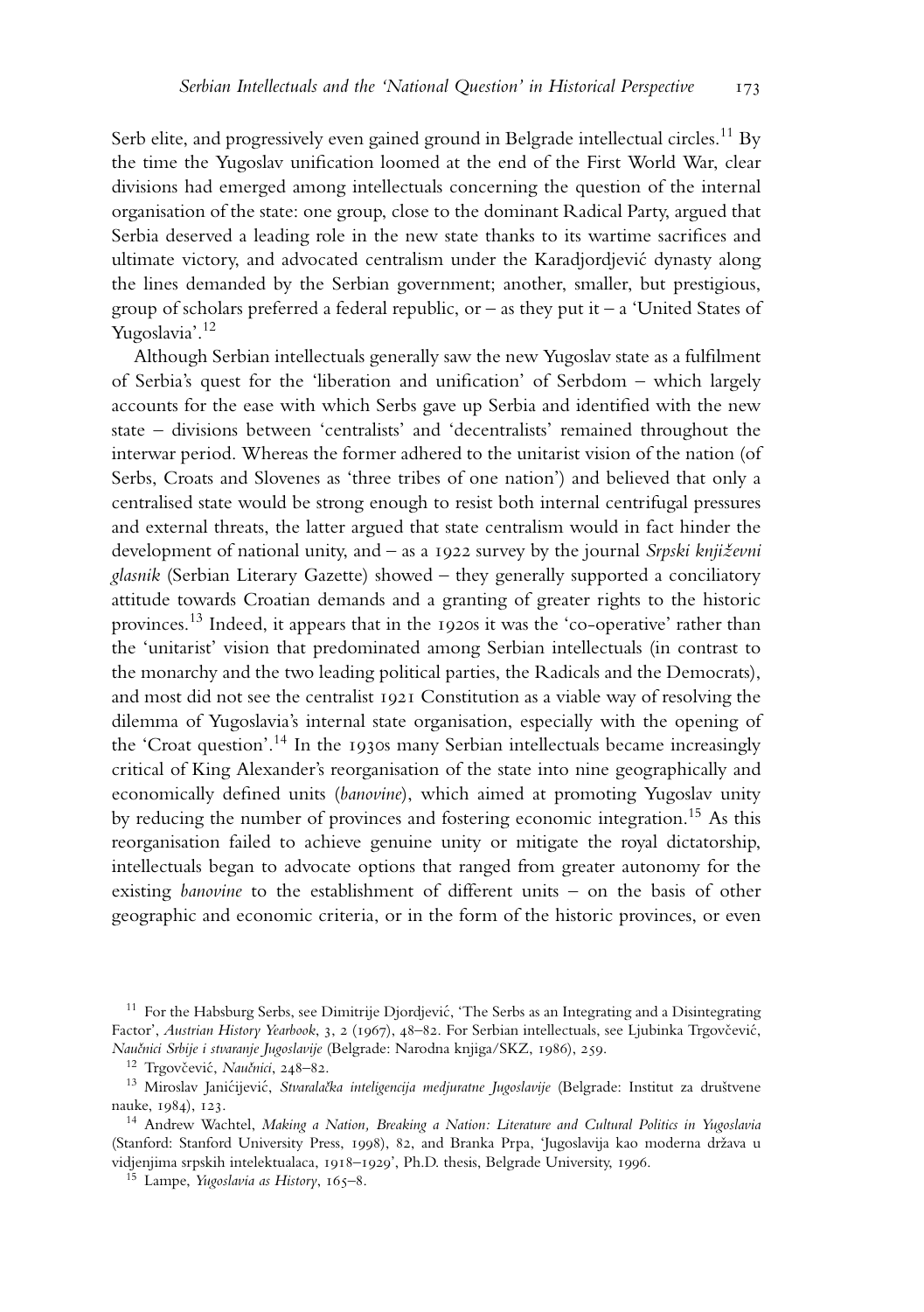Serb elite, and progressively even gained ground in Belgrade intellectual circles.[11] By the time the Yugoslav unification loomed at the end of the First World War, clear divisions had emerged among intellectuals concerning the question of the internal organisation of the state: one group, close to the dominant Radical Party, argued that Serbia deserved a leading role in the new state thanks to its wartime sacrifices and ultimate victory, and advocated centralism under the Karadjordjević dynasty along the lines demanded by the Serbian government; another, smaller, but prestigious, group of scholars preferred a federal republic, or – as they put it – a 'United States of Yugoslavia'.[12]

Although Serbian intellectuals generally saw the new Yugoslav state as a fulfilment of Serbia's quest for the 'liberation and unification' of Serbdom – which largely accounts for the ease with which Serbs gave up Serbia and identified with the new state – divisions between 'centralists' and 'decentralists' remained throughout the interwar period. Whereas the former adhered to the unitarist vision of the nation (of Serbs, Croats and Slovenes as 'three tribes of one nation') and believed that only a centralised state would be strong enough to resist both internal centrifugal pressures and external threats, the latter argued that state centralism would in fact hinder the development of national unity, and – as a 1922 survey by the journal *Srpski književni glasnik* (Serbian Literary Gazette) showed – they generally supported a conciliatory attitude towards Croatian demands and a granting of greater rights to the historic provinces.[13] Indeed, it appears that in the 1920s it was the 'co-operative' rather than the 'unitarist' vision that predominated among Serbian intellectuals (in contrast to the monarchy and the two leading political parties, the Radicals and the Democrats), and most did not see the centralist 1921 Constitution as a viable way of resolving the dilemma of Yugoslavia's internal state organisation, especially with the opening of the 'Croat question'.[14] In the 1930s many Serbian intellectuals became increasingly critical of King Alexander's reorganisation of the state into nine geographically and economically defined units (*banovine*), which aimed at promoting Yugoslav unity by reducing the number of provinces and fostering economic integration.[15] As this reorganisation failed to achieve genuine unity or mitigate the royal dictatorship, intellectuals began to advocate options that ranged from greater autonomy for the existing *banovine* to the establishment of different units – on the basis of other geographic and economic criteria, or in the form of the historic provinces, or even

---

[11] For the Habsburg Serbs, see Dimitrije Djordjević, 'The Serbs as an Integrating and a Disintegrating Factor', *Austrian History Yearbook*, 3, 2 (1967), 48–82. For Serbian intellectuals, see Ljubinka Trgovčević, *Naučnici Srbije i stvaranje Jugoslavije* (Belgrade: Narodna knjiga/SKZ, 1986), 259.

[12] Trgovčević, *Naučnici*, 248–82.

[13] Miroslav Janićijević, *Stvaralačka inteligencija medjuratne Jugoslavije* (Belgrade: Institut za društvene nauke, 1984), 123.

[14] Andrew Wachtel, *Making a Nation, Breaking a Nation: Literature and Cultural Politics in Yugoslavia* (Stanford: Stanford University Press, 1998), 82, and Branka Prpa, 'Jugoslavija kao moderna država u vidjenjima srpskih intelektualaca, 1918–1929', Ph.D. thesis, Belgrade University, 1996.

[15] Lampe, *Yugoslavia as History*, 165–8.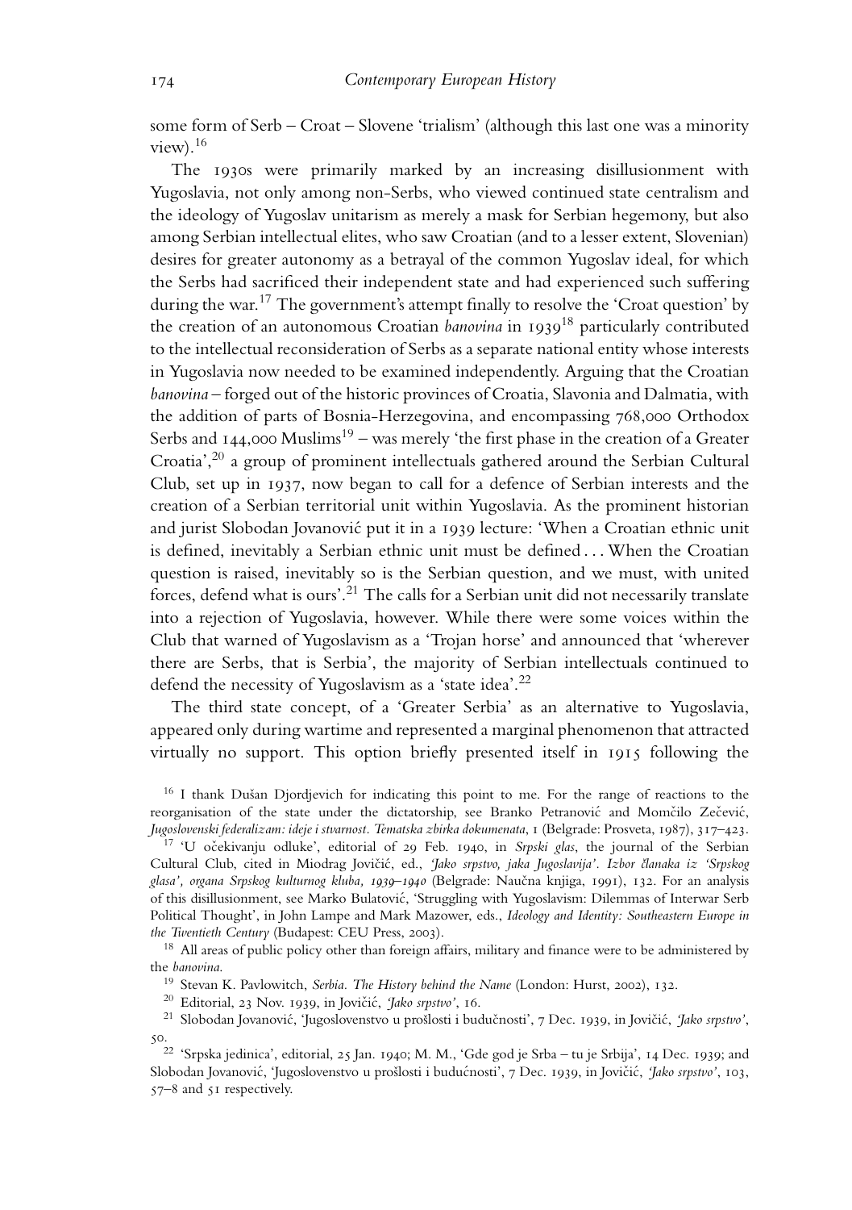some form of Serb – Croat – Slovene 'trialism' (although this last one was a minority view).[16]

The 1930s were primarily marked by an increasing disillusionment with Yugoslavia, not only among non-Serbs, who viewed continued state centralism and the ideology of Yugoslav unitarism as merely a mask for Serbian hegemony, but also among Serbian intellectual elites, who saw Croatian (and to a lesser extent, Slovenian) desires for greater autonomy as a betrayal of the common Yugoslav ideal, for which the Serbs had sacrificed their independent state and had experienced such suffering during the war.[17] The government's attempt finally to resolve the 'Croat question' by the creation of an autonomous Croatian *banovina* in 1939[18] particularly contributed to the intellectual reconsideration of Serbs as a separate national entity whose interests in Yugoslavia now needed to be examined independently. Arguing that the Croatian *banovina* – forged out of the historic provinces of Croatia, Slavonia and Dalmatia, with the addition of parts of Bosnia-Herzegovina, and encompassing 768,000 Orthodox Serbs and 144,000 Muslims[19] – was merely 'the first phase in the creation of a Greater Croatia',[20] a group of prominent intellectuals gathered around the Serbian Cultural Club, set up in 1937, now began to call for a defence of Serbian interests and the creation of a Serbian territorial unit within Yugoslavia. As the prominent historian and jurist Slobodan Jovanović put it in a 1939 lecture: 'When a Croatian ethnic unit is defined, inevitably a Serbian ethnic unit must be defined . . . When the Croatian question is raised, inevitably so is the Serbian question, and we must, with united forces, defend what is ours'.[21] The calls for a Serbian unit did not necessarily translate into a rejection of Yugoslavia, however. While there were some voices within the Club that warned of Yugoslavism as a 'Trojan horse' and announced that 'wherever there are Serbs, that is Serbia', the majority of Serbian intellectuals continued to defend the necessity of Yugoslavism as a 'state idea'.[22]

The third state concept, of a 'Greater Serbia' as an alternative to Yugoslavia, appeared only during wartime and represented a marginal phenomenon that attracted virtually no support. This option briefly presented itself in 1915 following the

[16] I thank Dušan Djordjevich for indicating this point to me. For the range of reactions to the reorganisation of the state under the dictatorship, see Branko Petranović and Momčilo Zečević, *Jugoslovenski federalizam: ideje i stvarnost. Tematska zbirka dokumenata*, 1 (Belgrade: Prosveta, 1987), 317–423.

[17] 'U očekivanju odluke', editorial of 29 Feb. 1940, in *Srpski glas*, the journal of the Serbian Cultural Club, cited in Miodrag Jovičić, ed., *'Jako srpstvo, jaka Jugoslavija'. Izbor članaka iz 'Srpskog glasa', organa Srpskog kulturnog kluba, 1939–1940* (Belgrade: Naučna knjiga, 1991), 132. For an analysis of this disillusionment, see Marko Bulatović, 'Struggling with Yugoslavism: Dilemmas of Interwar Serb Political Thought', in John Lampe and Mark Mazower, eds., *Ideology and Identity: Southeastern Europe in the Twentieth Century* (Budapest: CEU Press, 2003).

[18] All areas of public policy other than foreign affairs, military and finance were to be administered by the *banovina*.

[19] Stevan K. Pavlowitch, *Serbia. The History behind the Name* (London: Hurst, 2002), 132.

[20] Editorial, 23 Nov. 1939, in Jovičić, *'Jako srpstvo'*, 16.

[21] Slobodan Jovanović, 'Jugoslovenstvo u prošlosti i budućnosti', 7 Dec. 1939, in Jovičić, *'Jako srpstvo'*, 50.

[22] 'Srpska jedinica', editorial, 25 Jan. 1940; M. M., 'Gde god je Srba – tu je Srbija', 14 Dec. 1939; and Slobodan Jovanović, 'Jugoslovenstvo u prošlosti i budućnosti', 7 Dec. 1939, in Jovičić, *'Jako srpstvo'*, 103, 57–8 and 51 respectively.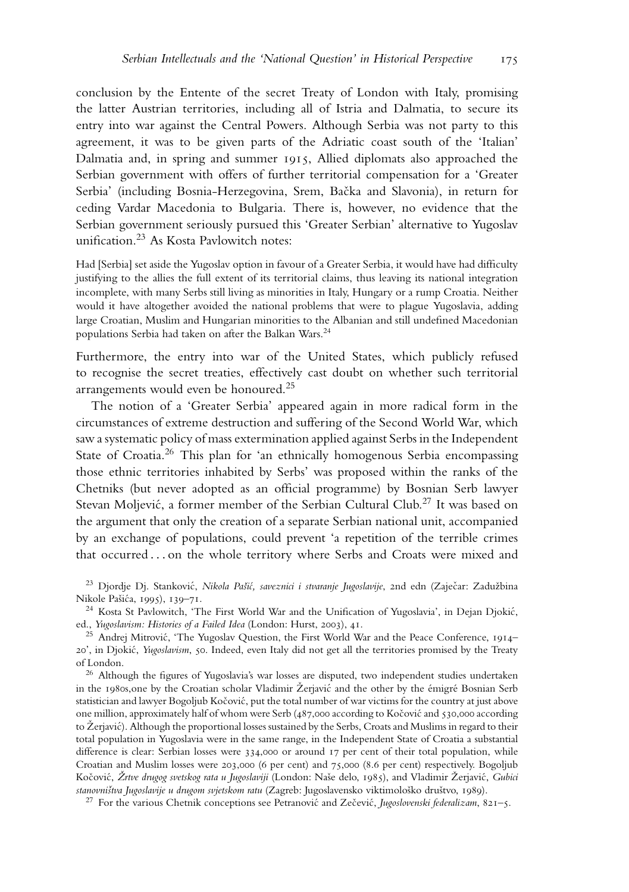conclusion by the Entente of the secret Treaty of London with Italy, promising the latter Austrian territories, including all of Istria and Dalmatia, to secure its entry into war against the Central Powers. Although Serbia was not party to this agreement, it was to be given parts of the Adriatic coast south of the 'Italian' Dalmatia and, in spring and summer 1915, Allied diplomats also approached the Serbian government with offers of further territorial compensation for a 'Greater Serbia' (including Bosnia-Herzegovina, Srem, Bačka and Slavonia), in return for ceding Vardar Macedonia to Bulgaria. There is, however, no evidence that the Serbian government seriously pursued this 'Greater Serbian' alternative to Yugoslav unification.[23] As Kosta Pavlowitch notes:

> Had [Serbia] set aside the Yugoslav option in favour of a Greater Serbia, it would have had difficulty justifying to the allies the full extent of its territorial claims, thus leaving its national integration incomplete, with many Serbs still living as minorities in Italy, Hungary or a rump Croatia. Neither would it have altogether avoided the national problems that were to plague Yugoslavia, adding large Croatian, Muslim and Hungarian minorities to the Albanian and still undefined Macedonian populations Serbia had taken on after the Balkan Wars.[24]

Furthermore, the entry into war of the United States, which publicly refused to recognise the secret treaties, effectively cast doubt on whether such territorial arrangements would even be honoured.[25]

The notion of a 'Greater Serbia' appeared again in more radical form in the circumstances of extreme destruction and suffering of the Second World War, which saw a systematic policy of mass extermination applied against Serbs in the Independent State of Croatia.[26] This plan for 'an ethnically homogenous Serbia encompassing those ethnic territories inhabited by Serbs' was proposed within the ranks of the Chetniks (but never adopted as an official programme) by Bosnian Serb lawyer Stevan Moljević, a former member of the Serbian Cultural Club.[27] It was based on the argument that only the creation of a separate Serbian national unit, accompanied by an exchange of populations, could prevent 'a repetition of the terrible crimes that occurred . . . on the whole territory where Serbs and Croats were mixed and

---

[23] Djordje Dj. Stanković, *Nikola Pašić, saveznici i stvaranje Jugoslavije*, 2nd edn (Zaječar: Zadužbina Nikole Pašića, 1995), 139–71.

[24] Kosta St Pavlowitch, 'The First World War and the Unification of Yugoslavia', in Dejan Djokić, ed., *Yugoslavism: Histories of a Failed Idea* (London: Hurst, 2003), 41.

[25] Andrej Mitrović, 'The Yugoslav Question, the First World War and the Peace Conference, 1914–20', in Djokić, *Yugoslavism*, 50. Indeed, even Italy did not get all the territories promised by the Treaty of London.

[26] Although the figures of Yugoslavia's war losses are disputed, two independent studies undertaken in the 1980s,one by the Croatian scholar Vladimir Žerjavić and the other by the émigré Bosnian Serb statistician and lawyer Bogoljub Kočović, put the total number of war victims for the country at just above one million, approximately half of whom were Serb (487,000 according to Kočović and 530,000 according to Žerjavić). Although the proportional losses sustained by the Serbs, Croats and Muslims in regard to their total population in Yugoslavia were in the same range, in the Independent State of Croatia a substantial difference is clear: Serbian losses were 334,000 or around 17 per cent of their total population, while Croatian and Muslim losses were 203,000 (6 per cent) and 75,000 (8.6 per cent) respectively. Bogoljub Kočović, *Žrtve drugog svetskog rata u Jugoslaviji* (London: Naše delo, 1985), and Vladimir Žerjavić, *Gubici stanovništva Jugoslavije u drugom svjetskom ratu* (Zagreb: Jugoslavensko viktimološko društvo, 1989).

[27] For the various Chetnik conceptions see Petranović and Zečević, *Jugoslovenski federalizam*, 821–5.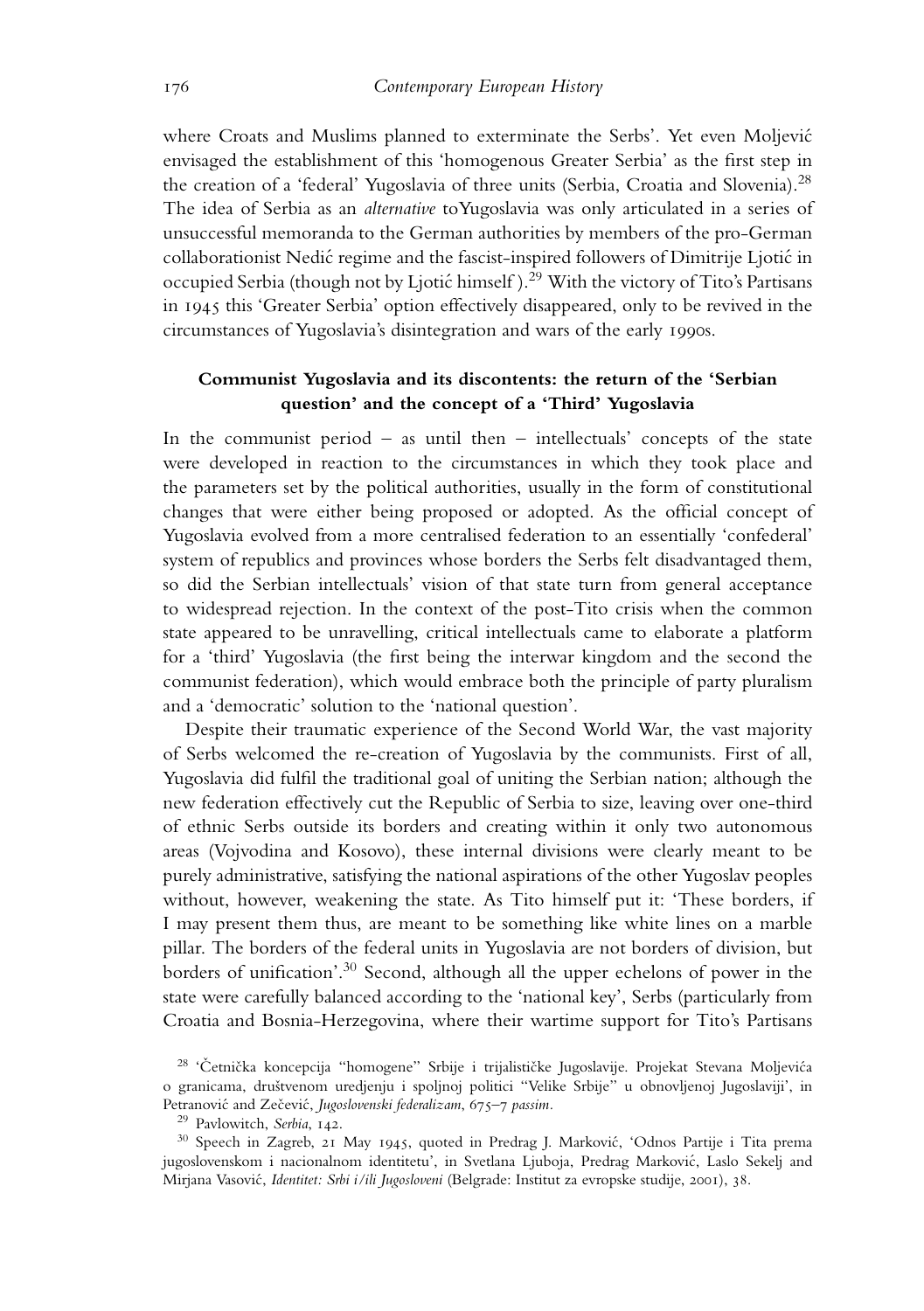where Croats and Muslims planned to exterminate the Serbs'. Yet even Moljević envisaged the establishment of this 'homogenous Greater Serbia' as the first step in the creation of a 'federal' Yugoslavia of three units (Serbia, Croatia and Slovenia).[28] The idea of Serbia as an *alternative* toYugoslavia was only articulated in a series of unsuccessful memoranda to the German authorities by members of the pro-German collaborationist Nedić regime and the fascist-inspired followers of Dimitrije Ljotić in occupied Serbia (though not by Ljotić himself ).[29] With the victory of Tito's Partisans in 1945 this 'Greater Serbia' option effectively disappeared, only to be revived in the circumstances of Yugoslavia's disintegration and wars of the early 1990s.

## Communist Yugoslavia and its discontents: the return of the 'Serbian question' and the concept of a 'Third' Yugoslavia

In the communist period – as until then – intellectuals' concepts of the state were developed in reaction to the circumstances in which they took place and the parameters set by the political authorities, usually in the form of constitutional changes that were either being proposed or adopted. As the official concept of Yugoslavia evolved from a more centralised federation to an essentially 'confederal' system of republics and provinces whose borders the Serbs felt disadvantaged them, so did the Serbian intellectuals' vision of that state turn from general acceptance to widespread rejection. In the context of the post-Tito crisis when the common state appeared to be unravelling, critical intellectuals came to elaborate a platform for a 'third' Yugoslavia (the first being the interwar kingdom and the second the communist federation), which would embrace both the principle of party pluralism and a 'democratic' solution to the 'national question'.

Despite their traumatic experience of the Second World War, the vast majority of Serbs welcomed the re-creation of Yugoslavia by the communists. First of all, Yugoslavia did fulfil the traditional goal of uniting the Serbian nation; although the new federation effectively cut the Republic of Serbia to size, leaving over one-third of ethnic Serbs outside its borders and creating within it only two autonomous areas (Vojvodina and Kosovo), these internal divisions were clearly meant to be purely administrative, satisfying the national aspirations of the other Yugoslav peoples without, however, weakening the state. As Tito himself put it: 'These borders, if I may present them thus, are meant to be something like white lines on a marble pillar. The borders of the federal units in Yugoslavia are not borders of division, but borders of unification'.[30] Second, although all the upper echelons of power in the state were carefully balanced according to the 'national key', Serbs (particularly from Croatia and Bosnia-Herzegovina, where their wartime support for Tito's Partisans

[28] 'Četnička koncepcija "homogene" Srbije i trijalističke Jugoslavije. Projekat Stevana Moljevića o granicama, društvenom uredjenju i spoljnoj politici "Velike Srbije" u obnovljenoj Jugoslaviji', in Petranović and Zečević, *Jugoslovenski federalizam*, 675–7 *passim*.

[29] Pavlowitch, *Serbia*, 142.

[30] Speech in Zagreb, 21 May 1945, quoted in Predrag J. Marković, 'Odnos Partije i Tita prema jugoslovenskom i nacionalnom identitetu', in Svetlana Ljuboja, Predrag Marković, Laslo Sekelj and Mirjana Vasović, *Identitet: Srbi i/ili Jugosloveni* (Belgrade: Institut za evropske studije, 2001), 38.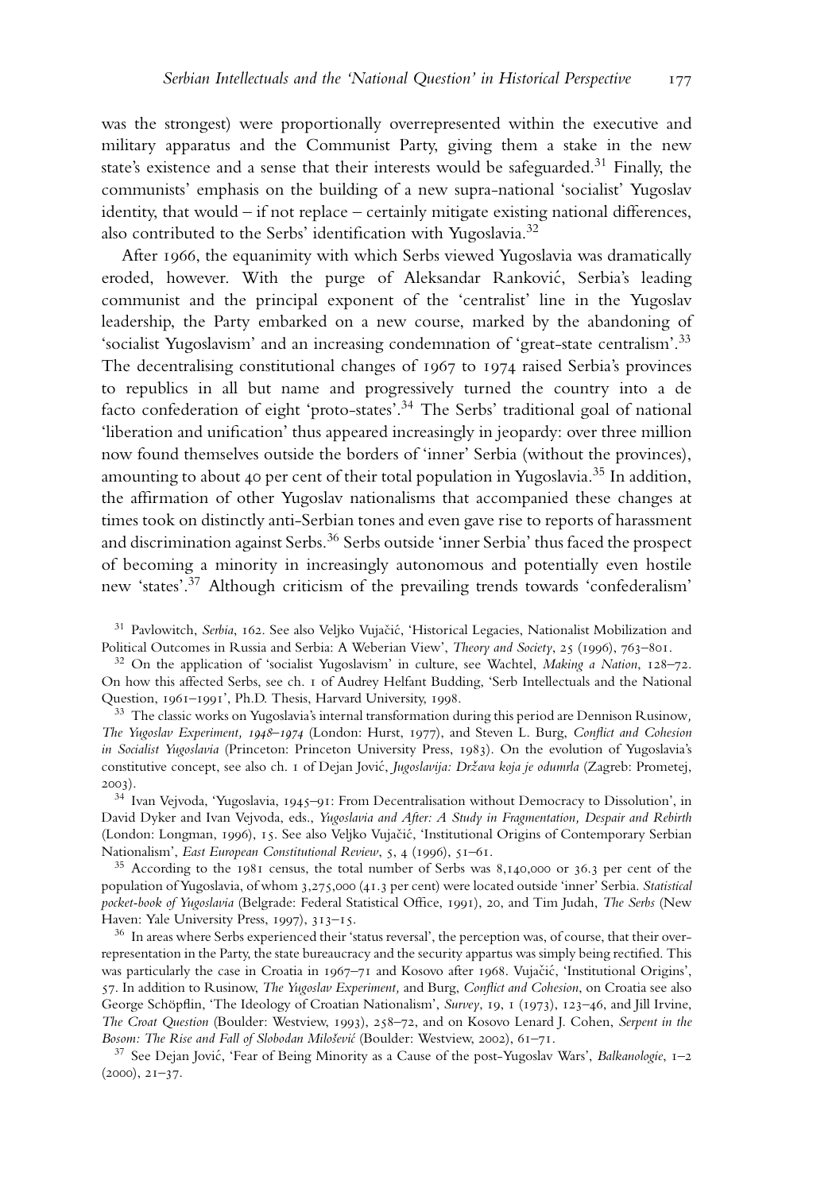was the strongest) were proportionally overrepresented within the executive and military apparatus and the Communist Party, giving them a stake in the new state's existence and a sense that their interests would be safeguarded.[31] Finally, the communists' emphasis on the building of a new supra-national 'socialist' Yugoslav identity, that would – if not replace – certainly mitigate existing national differences, also contributed to the Serbs' identification with Yugoslavia.[32]

After 1966, the equanimity with which Serbs viewed Yugoslavia was dramatically eroded, however. With the purge of Aleksandar Ranković, Serbia's leading communist and the principal exponent of the 'centralist' line in the Yugoslav leadership, the Party embarked on a new course, marked by the abandoning of 'socialist Yugoslavism' and an increasing condemnation of 'great-state centralism'.[33] The decentralising constitutional changes of 1967 to 1974 raised Serbia's provinces to republics in all but name and progressively turned the country into a de facto confederation of eight 'proto-states'.[34] The Serbs' traditional goal of national 'liberation and unification' thus appeared increasingly in jeopardy: over three million now found themselves outside the borders of 'inner' Serbia (without the provinces), amounting to about 40 per cent of their total population in Yugoslavia.[35] In addition, the affirmation of other Yugoslav nationalisms that accompanied these changes at times took on distinctly anti-Serbian tones and even gave rise to reports of harassment and discrimination against Serbs.[36] Serbs outside 'inner Serbia' thus faced the prospect of becoming a minority in increasingly autonomous and potentially even hostile new 'states'.[37] Although criticism of the prevailing trends towards 'confederalism'

[31] Pavlowitch, *Serbia*, 162. See also Veljko Vujačić, 'Historical Legacies, Nationalist Mobilization and Political Outcomes in Russia and Serbia: A Weberian View', *Theory and Society*, 25 (1996), 763–801.

[32] On the application of 'socialist Yugoslavism' in culture, see Wachtel, *Making a Nation*, 128–72. On how this affected Serbs, see ch. 1 of Audrey Helfant Budding, 'Serb Intellectuals and the National Question, 1961–1991', Ph.D. Thesis, Harvard University, 1998.

[33] The classic works on Yugoslavia's internal transformation during this period are Dennison Rusinow, *The Yugoslav Experiment, 1948–1974* (London: Hurst, 1977), and Steven L. Burg, *Conflict and Cohesion in Socialist Yugoslavia* (Princeton: Princeton University Press, 1983). On the evolution of Yugoslavia's constitutive concept, see also ch. 1 of Dejan Jović, *Jugoslavija: Država koja je odumrla* (Zagreb: Prometej, 2003).

[34] Ivan Vejvoda, 'Yugoslavia, 1945–91: From Decentralisation without Democracy to Dissolution', in David Dyker and Ivan Vejvoda, eds., *Yugoslavia and After: A Study in Fragmentation, Despair and Rebirth* (London: Longman, 1996), 15. See also Veljko Vujačić, 'Institutional Origins of Contemporary Serbian Nationalism', *East European Constitutional Review*, 5, 4 (1996), 51–61.

[35] According to the 1981 census, the total number of Serbs was 8,140,000 or 36.3 per cent of the population of Yugoslavia, of whom 3,275,000 (41.3 per cent) were located outside 'inner' Serbia. *Statistical pocket-book of Yugoslavia* (Belgrade: Federal Statistical Office, 1991), 20, and Tim Judah, *The Serbs* (New Haven: Yale University Press, 1997), 313–15.

[36] In areas where Serbs experienced their 'status reversal', the perception was, of course, that their over-representation in the Party, the state bureaucracy and the security appartus was simply being rectified. This was particularly the case in Croatia in 1967–71 and Kosovo after 1968. Vujačić, 'Institutional Origins', 57. In addition to Rusinow, *The Yugoslav Experiment*, and Burg, *Conflict and Cohesion*, on Croatia see also George Schöpflin, 'The Ideology of Croatian Nationalism', *Survey*, 19, 1 (1973), 123–46, and Jill Irvine, *The Croat Question* (Boulder: Westview, 1993), 258–72, and on Kosovo Lenard J. Cohen, *Serpent in the Bosom: The Rise and Fall of Slobodan Milošević* (Boulder: Westview, 2002), 61–71.

[37] See Dejan Jović, 'Fear of Being Minority as a Cause of the post-Yugoslav Wars', *Balkanologie*, 1–2 (2000), 21–37.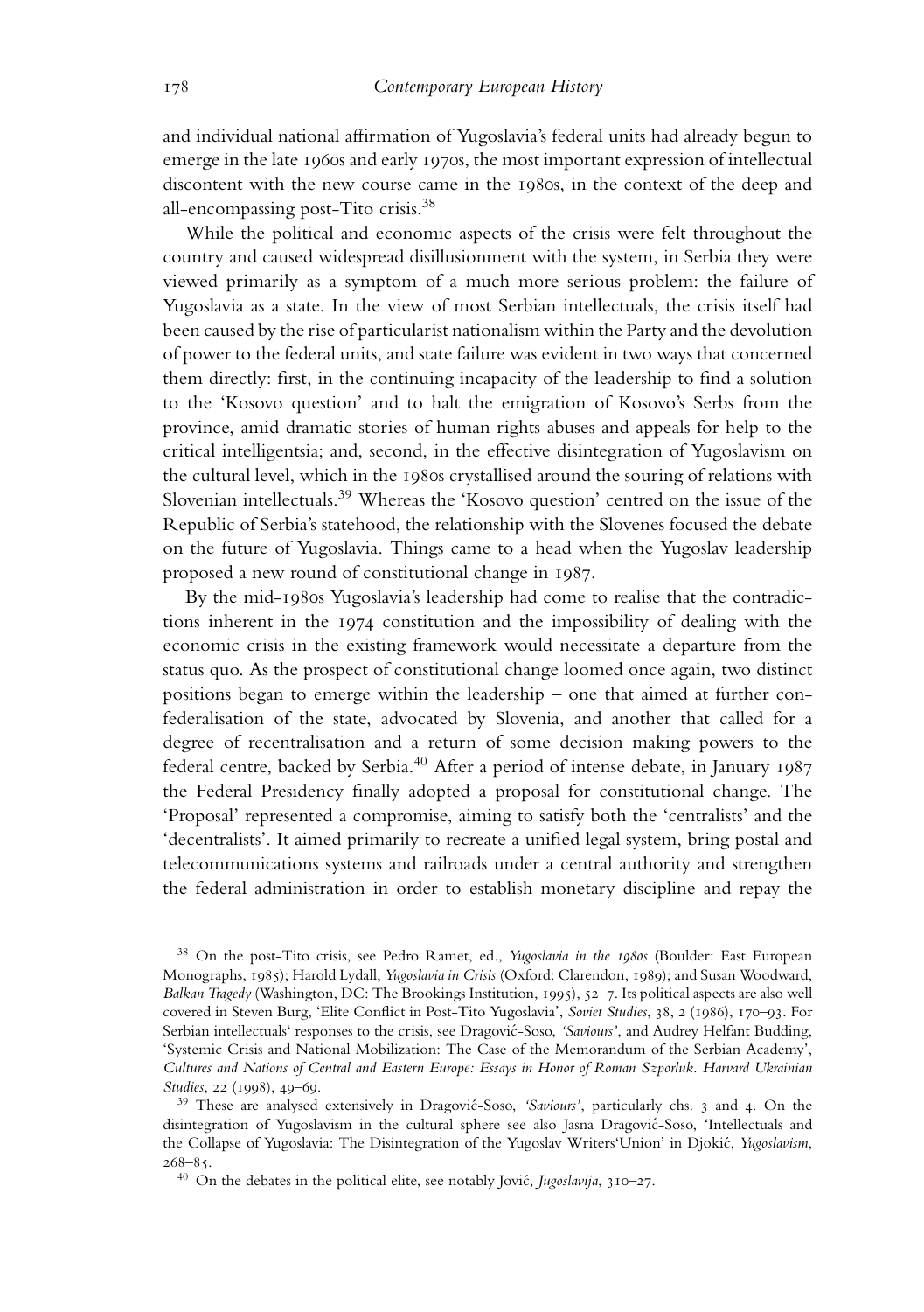and individual national affirmation of Yugoslavia's federal units had already begun to emerge in the late 1960s and early 1970s, the most important expression of intellectual discontent with the new course came in the 1980s, in the context of the deep and all-encompassing post-Tito crisis.[38]

While the political and economic aspects of the crisis were felt throughout the country and caused widespread disillusionment with the system, in Serbia they were viewed primarily as a symptom of a much more serious problem: the failure of Yugoslavia as a state. In the view of most Serbian intellectuals, the crisis itself had been caused by the rise of particularist nationalism within the Party and the devolution of power to the federal units, and state failure was evident in two ways that concerned them directly: first, in the continuing incapacity of the leadership to find a solution to the 'Kosovo question' and to halt the emigration of Kosovo's Serbs from the province, amid dramatic stories of human rights abuses and appeals for help to the critical intelligentsia; and, second, in the effective disintegration of Yugoslavism on the cultural level, which in the 1980s crystallised around the souring of relations with Slovenian intellectuals.[39] Whereas the 'Kosovo question' centred on the issue of the Republic of Serbia's statehood, the relationship with the Slovenes focused the debate on the future of Yugoslavia. Things came to a head when the Yugoslav leadership proposed a new round of constitutional change in 1987.

By the mid-1980s Yugoslavia's leadership had come to realise that the contradictions inherent in the 1974 constitution and the impossibility of dealing with the economic crisis in the existing framework would necessitate a departure from the status quo. As the prospect of constitutional change loomed once again, two distinct positions began to emerge within the leadership – one that aimed at further confederalisation of the state, advocated by Slovenia, and another that called for a degree of recentralisation and a return of some decision making powers to the federal centre, backed by Serbia.[40] After a period of intense debate, in January 1987 the Federal Presidency finally adopted a proposal for constitutional change. The 'Proposal' represented a compromise, aiming to satisfy both the 'centralists' and the 'decentralists'. It aimed primarily to recreate a unified legal system, bring postal and telecommunications systems and railroads under a central authority and strengthen the federal administration in order to establish monetary discipline and repay the

[38] On the post-Tito crisis, see Pedro Ramet, ed., *Yugoslavia in the 1980s* (Boulder: East European Monographs, 1985); Harold Lydall, *Yugoslavia in Crisis* (Oxford: Clarendon, 1989); and Susan Woodward, *Balkan Tragedy* (Washington, DC: The Brookings Institution, 1995), 52–7. Its political aspects are also well covered in Steven Burg, 'Elite Conflict in Post-Tito Yugoslavia', *Soviet Studies*, 38, 2 (1986), 170–93. For Serbian intellectuals' responses to the crisis, see Dragović-Soso, *'Saviours'*, and Audrey Helfant Budding, 'Systemic Crisis and National Mobilization: The Case of the Memorandum of the Serbian Academy', *Cultures and Nations of Central and Eastern Europe: Essays in Honor of Roman Szporluk. Harvard Ukrainian Studies*, 22 (1998), 49–69.

[39] These are analysed extensively in Dragović-Soso, *'Saviours'*, particularly chs. 3 and 4. On the disintegration of Yugoslavism in the cultural sphere see also Jasna Dragović-Soso, 'Intellectuals and the Collapse of Yugoslavia: The Disintegration of the Yugoslav Writers'Union' in Djokić, *Yugoslavism*, 268–85.

[40] On the debates in the political elite, see notably Jović, *Jugoslavija*, 310–27.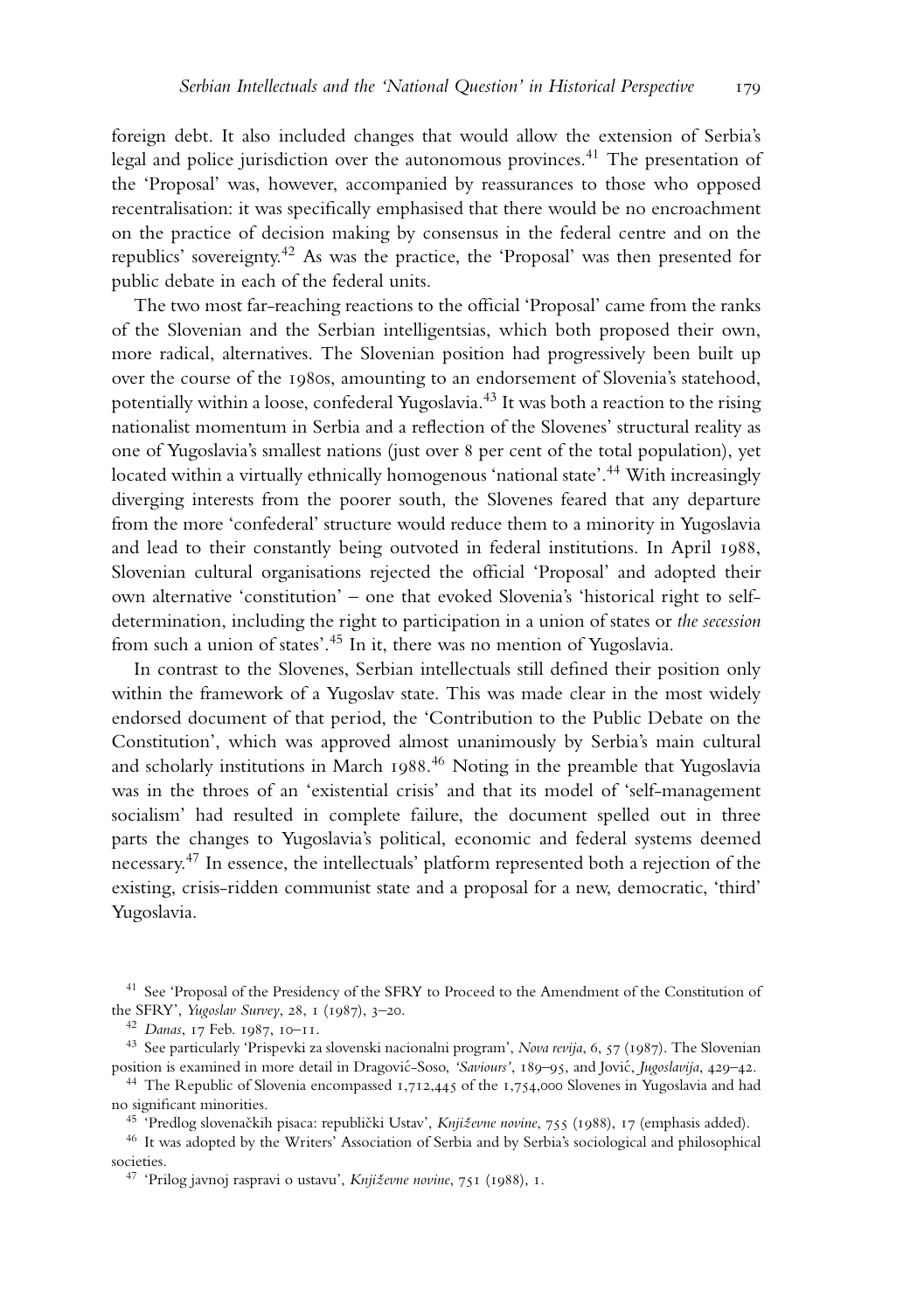foreign debt. It also included changes that would allow the extension of Serbia's legal and police jurisdiction over the autonomous provinces.[41] The presentation of the 'Proposal' was, however, accompanied by reassurances to those who opposed recentralisation: it was specifically emphasised that there would be no encroachment on the practice of decision making by consensus in the federal centre and on the republics' sovereignty.[42] As was the practice, the 'Proposal' was then presented for public debate in each of the federal units.

The two most far-reaching reactions to the official 'Proposal' came from the ranks of the Slovenian and the Serbian intelligentsias, which both proposed their own, more radical, alternatives. The Slovenian position had progressively been built up over the course of the 1980s, amounting to an endorsement of Slovenia's statehood, potentially within a loose, confederal Yugoslavia.[43] It was both a reaction to the rising nationalist momentum in Serbia and a reflection of the Slovenes' structural reality as one of Yugoslavia's smallest nations (just over 8 per cent of the total population), yet located within a virtually ethnically homogenous 'national state'.[44] With increasingly diverging interests from the poorer south, the Slovenes feared that any departure from the more 'confederal' structure would reduce them to a minority in Yugoslavia and lead to their constantly being outvoted in federal institutions. In April 1988, Slovenian cultural organisations rejected the official 'Proposal' and adopted their own alternative 'constitution' – one that evoked Slovenia's 'historical right to self-determination, including the right to participation in a union of states or *the secession* from such a union of states'.[45] In it, there was no mention of Yugoslavia.

In contrast to the Slovenes, Serbian intellectuals still defined their position only within the framework of a Yugoslav state. This was made clear in the most widely endorsed document of that period, the 'Contribution to the Public Debate on the Constitution', which was approved almost unanimously by Serbia's main cultural and scholarly institutions in March 1988.[46] Noting in the preamble that Yugoslavia was in the throes of an 'existential crisis' and that its model of 'self-management socialism' had resulted in complete failure, the document spelled out in three parts the changes to Yugoslavia's political, economic and federal systems deemed necessary.[47] In essence, the intellectuals' platform represented both a rejection of the existing, crisis-ridden communist state and a proposal for a new, democratic, 'third' Yugoslavia.

[41] See 'Proposal of the Presidency of the SFRY to Proceed to the Amendment of the Constitution of the SFRY', *Yugoslav Survey*, 28, 1 (1987), 3–20.

[42] *Danas*, 17 Feb. 1987, 10–11.

[43] See particularly 'Prispevki za slovenski nacionalni program', *Nova revija*, 6, 57 (1987). The Slovenian position is examined in more detail in Dragović-Soso, *'Saviours'*, 189–95, and Jović, *Jugoslavija*, 429–42.

[44] The Republic of Slovenia encompassed 1,712,445 of the 1,754,000 Slovenes in Yugoslavia and had no significant minorities.

[45] 'Predlog slovenačkih pisaca: republički Ustav', *Književne novine*, 755 (1988), 17 (emphasis added).

[46] It was adopted by the Writers' Association of Serbia and by Serbia's sociological and philosophical societies.

[47] 'Prilog javnoj raspravi o ustavu', *Književne novine*, 751 (1988), 1.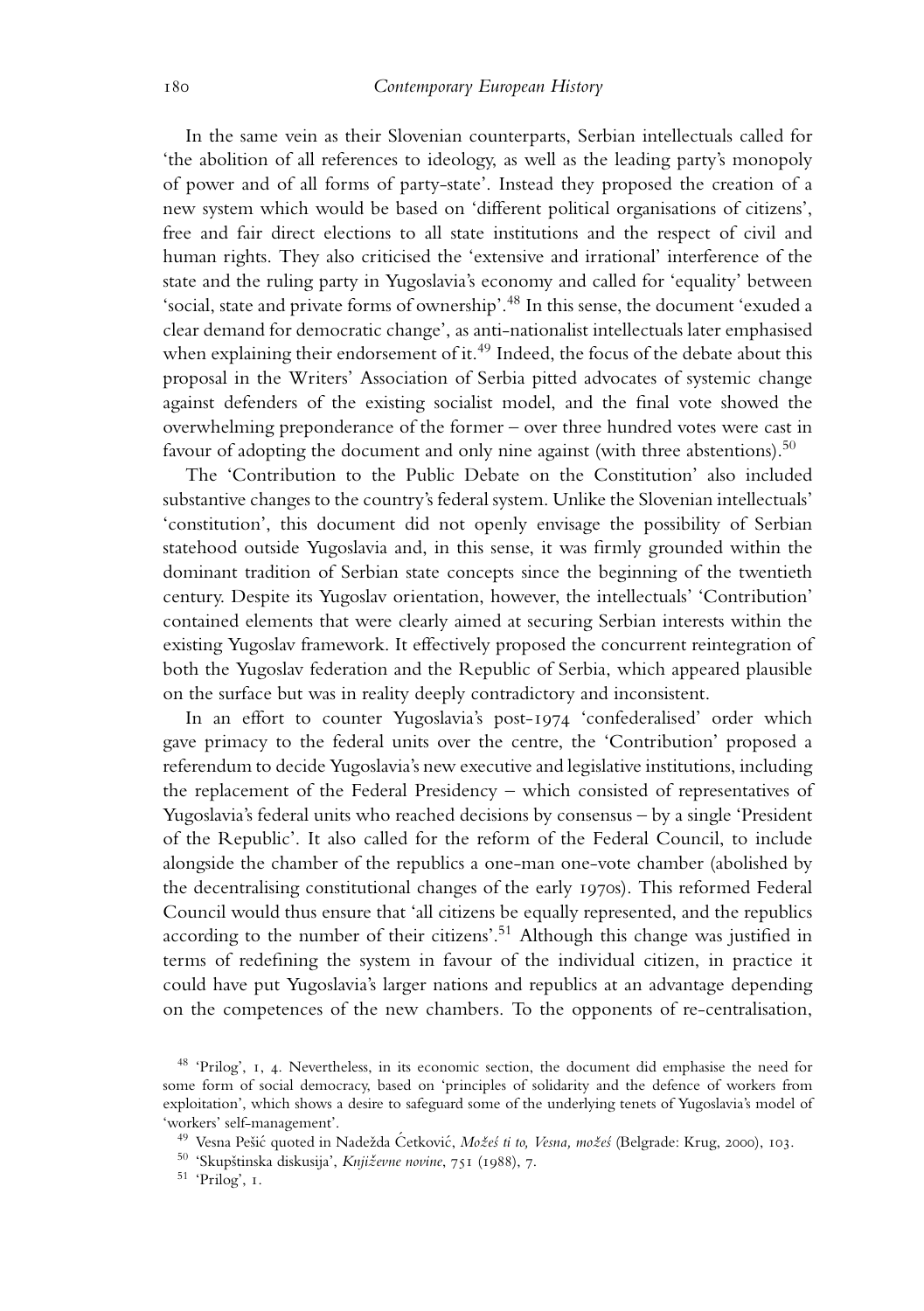In the same vein as their Slovenian counterparts, Serbian intellectuals called for 'the abolition of all references to ideology, as well as the leading party's monopoly of power and of all forms of party-state'. Instead they proposed the creation of a new system which would be based on 'different political organisations of citizens', free and fair direct elections to all state institutions and the respect of civil and human rights. They also criticised the 'extensive and irrational' interference of the state and the ruling party in Yugoslavia's economy and called for 'equality' between 'social, state and private forms of ownership'.[48] In this sense, the document 'exuded a clear demand for democratic change', as anti-nationalist intellectuals later emphasised when explaining their endorsement of it.[49] Indeed, the focus of the debate about this proposal in the Writers' Association of Serbia pitted advocates of systemic change against defenders of the existing socialist model, and the final vote showed the overwhelming preponderance of the former – over three hundred votes were cast in favour of adopting the document and only nine against (with three abstentions).[50]

The 'Contribution to the Public Debate on the Constitution' also included substantive changes to the country's federal system. Unlike the Slovenian intellectuals' 'constitution', this document did not openly envisage the possibility of Serbian statehood outside Yugoslavia and, in this sense, it was firmly grounded within the dominant tradition of Serbian state concepts since the beginning of the twentieth century. Despite its Yugoslav orientation, however, the intellectuals' 'Contribution' contained elements that were clearly aimed at securing Serbian interests within the existing Yugoslav framework. It effectively proposed the concurrent reintegration of both the Yugoslav federation and the Republic of Serbia, which appeared plausible on the surface but was in reality deeply contradictory and inconsistent.

In an effort to counter Yugoslavia's post-1974 'confederalised' order which gave primacy to the federal units over the centre, the 'Contribution' proposed a referendum to decide Yugoslavia's new executive and legislative institutions, including the replacement of the Federal Presidency – which consisted of representatives of Yugoslavia's federal units who reached decisions by consensus – by a single 'President of the Republic'. It also called for the reform of the Federal Council, to include alongside the chamber of the republics a one-man one-vote chamber (abolished by the decentralising constitutional changes of the early 1970s). This reformed Federal Council would thus ensure that 'all citizens be equally represented, and the republics according to the number of their citizens'.[51] Although this change was justified in terms of redefining the system in favour of the individual citizen, in practice it could have put Yugoslavia's larger nations and republics at an advantage depending on the competences of the new chambers. To the opponents of re-centralisation,

[48] 'Prilog', 1, 4. Nevertheless, in its economic section, the document did emphasise the need for some form of social democracy, based on 'principles of solidarity and the defence of workers from exploitation', which shows a desire to safeguard some of the underlying tenets of Yugoslavia's model of 'workers' self-management'.

[49] Vesna Pešić quoted in Nadežda Ćetković, *Možeš ti to, Vesna, možeš* (Belgrade: Krug, 2000), 103.

[50] 'Skupštinska diskusija', *Književne novine*, 751 (1988), 7.

[51] 'Prilog', 1.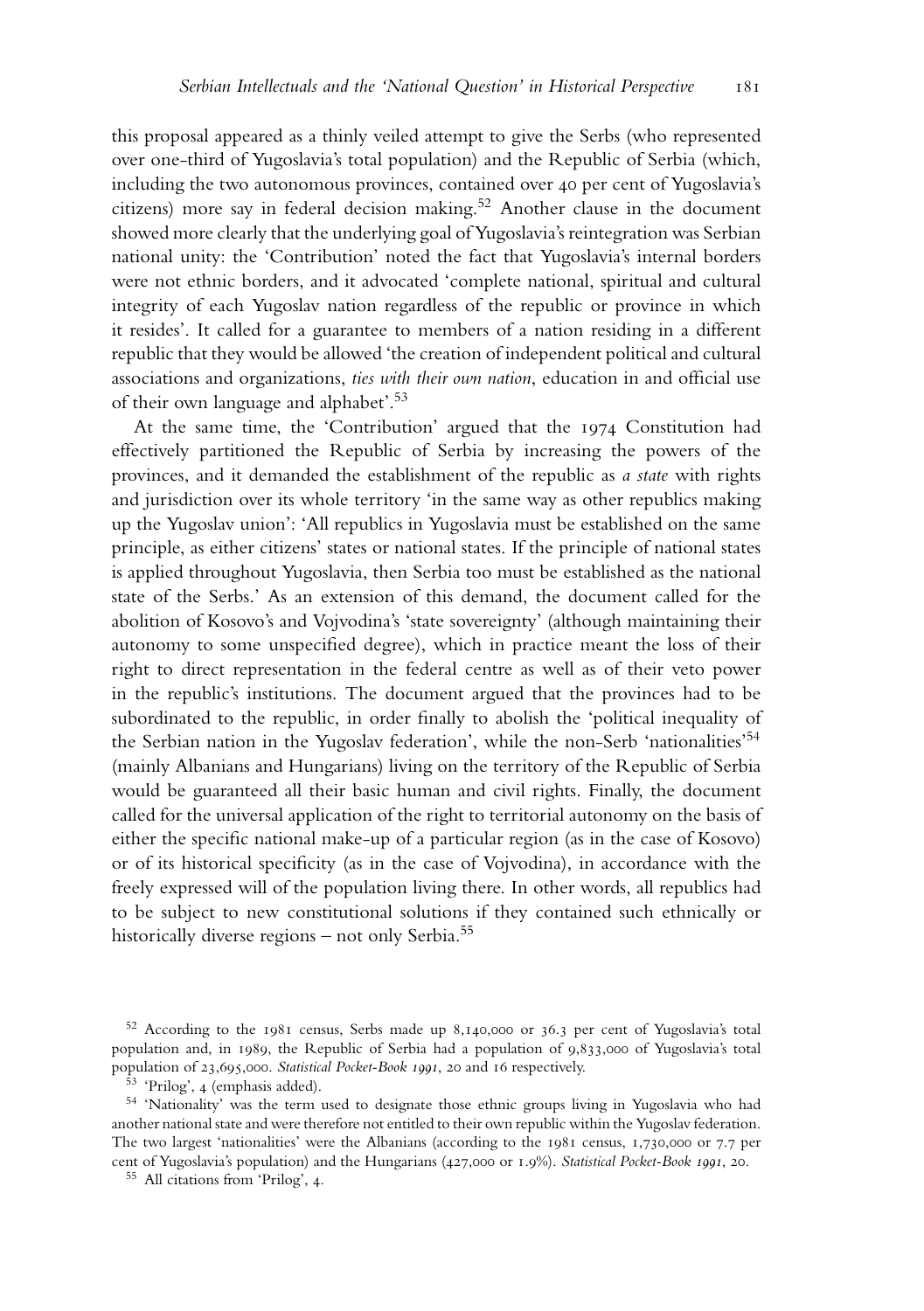this proposal appeared as a thinly veiled attempt to give the Serbs (who represented over one-third of Yugoslavia's total population) and the Republic of Serbia (which, including the two autonomous provinces, contained over 40 per cent of Yugoslavia's citizens) more say in federal decision making.[52] Another clause in the document showed more clearly that the underlying goal of Yugoslavia's reintegration was Serbian national unity: the 'Contribution' noted the fact that Yugoslavia's internal borders were not ethnic borders, and it advocated 'complete national, spiritual and cultural integrity of each Yugoslav nation regardless of the republic or province in which it resides'. It called for a guarantee to members of a nation residing in a different republic that they would be allowed 'the creation of independent political and cultural associations and organizations, *ties with their own nation*, education in and official use of their own language and alphabet'.[53]

At the same time, the 'Contribution' argued that the 1974 Constitution had effectively partitioned the Republic of Serbia by increasing the powers of the provinces, and it demanded the establishment of the republic as *a state* with rights and jurisdiction over its whole territory 'in the same way as other republics making up the Yugoslav union': 'All republics in Yugoslavia must be established on the same principle, as either citizens' states or national states. If the principle of national states is applied throughout Yugoslavia, then Serbia too must be established as the national state of the Serbs.' As an extension of this demand, the document called for the abolition of Kosovo's and Vojvodina's 'state sovereignty' (although maintaining their autonomy to some unspecified degree), which in practice meant the loss of their right to direct representation in the federal centre as well as of their veto power in the republic's institutions. The document argued that the provinces had to be subordinated to the republic, in order finally to abolish the 'political inequality of the Serbian nation in the Yugoslav federation', while the non-Serb 'nationalities'[54] (mainly Albanians and Hungarians) living on the territory of the Republic of Serbia would be guaranteed all their basic human and civil rights. Finally, the document called for the universal application of the right to territorial autonomy on the basis of either the specific national make-up of a particular region (as in the case of Kosovo) or of its historical specificity (as in the case of Vojvodina), in accordance with the freely expressed will of the population living there. In other words, all republics had to be subject to new constitutional solutions if they contained such ethnically or historically diverse regions – not only Serbia.[55]

[52] According to the 1981 census, Serbs made up 8,140,000 or 36.3 per cent of Yugoslavia's total population and, in 1989, the Republic of Serbia had a population of 9,833,000 of Yugoslavia's total population of 23,695,000. *Statistical Pocket-Book 1991*, 20 and 16 respectively.

[53] 'Prilog', 4 (emphasis added).

[54] 'Nationality' was the term used to designate those ethnic groups living in Yugoslavia who had another national state and were therefore not entitled to their own republic within the Yugoslav federation. The two largest 'nationalities' were the Albanians (according to the 1981 census, 1,730,000 or 7.7 per cent of Yugoslavia's population) and the Hungarians (427,000 or 1.9%). *Statistical Pocket-Book 1991*, 20.

[55] All citations from 'Prilog', 4.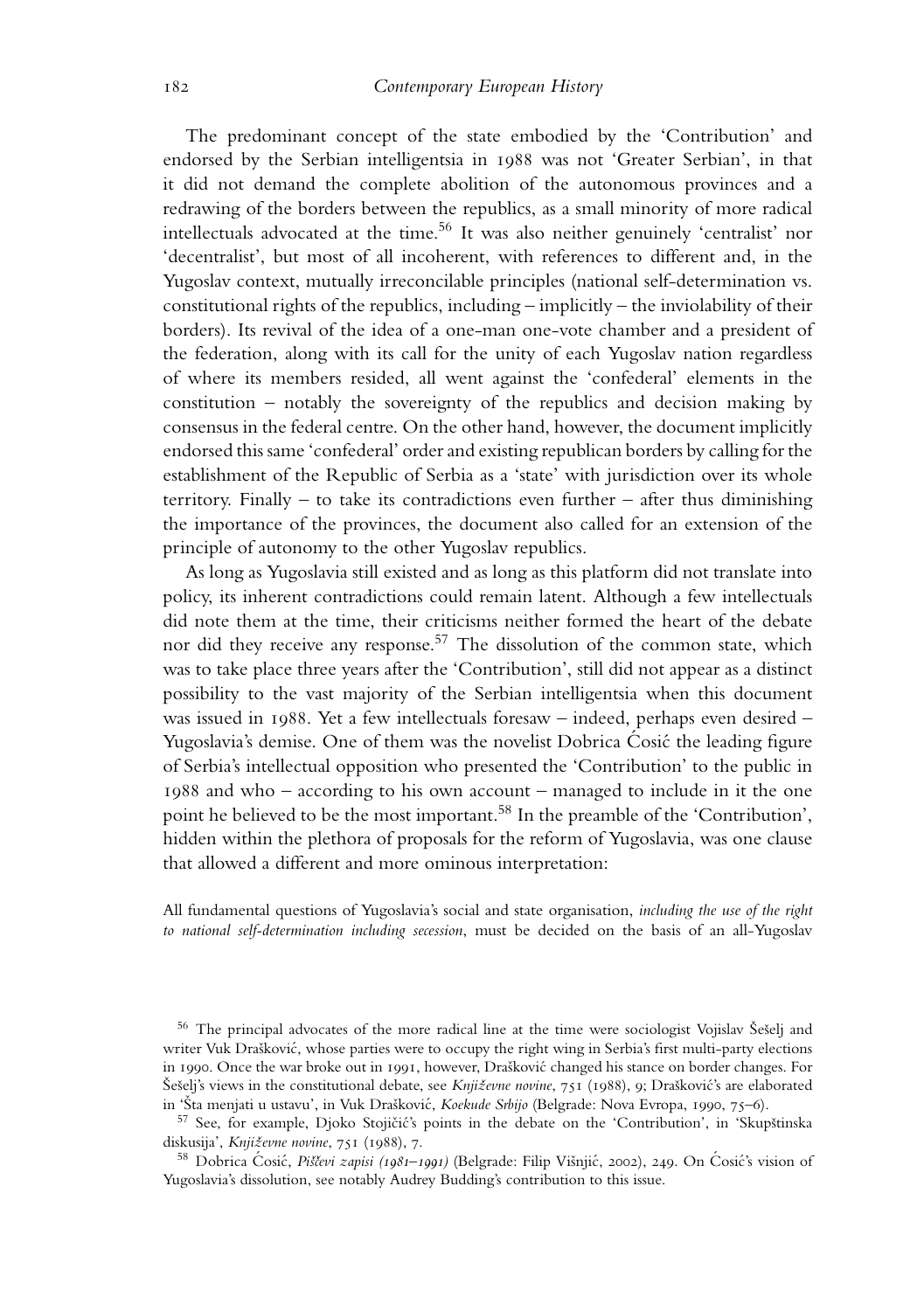The predominant concept of the state embodied by the 'Contribution' and endorsed by the Serbian intelligentsia in 1988 was not 'Greater Serbian', in that it did not demand the complete abolition of the autonomous provinces and a redrawing of the borders between the republics, as a small minority of more radical intellectuals advocated at the time.[56] It was also neither genuinely 'centralist' nor 'decentralist', but most of all incoherent, with references to different and, in the Yugoslav context, mutually irreconcilable principles (national self-determination vs. constitutional rights of the republics, including – implicitly – the inviolability of their borders). Its revival of the idea of a one-man one-vote chamber and a president of the federation, along with its call for the unity of each Yugoslav nation regardless of where its members resided, all went against the 'confederal' elements in the constitution – notably the sovereignty of the republics and decision making by consensus in the federal centre. On the other hand, however, the document implicitly endorsed this same 'confederal' order and existing republican borders by calling for the establishment of the Republic of Serbia as a 'state' with jurisdiction over its whole territory. Finally – to take its contradictions even further – after thus diminishing the importance of the provinces, the document also called for an extension of the principle of autonomy to the other Yugoslav republics.

As long as Yugoslavia still existed and as long as this platform did not translate into policy, its inherent contradictions could remain latent. Although a few intellectuals did note them at the time, their criticisms neither formed the heart of the debate nor did they receive any response.[57] The dissolution of the common state, which was to take place three years after the 'Contribution', still did not appear as a distinct possibility to the vast majority of the Serbian intelligentsia when this document was issued in 1988. Yet a few intellectuals foresaw – indeed, perhaps even desired – Yugoslavia's demise. One of them was the novelist Dobrica Ćosić the leading figure of Serbia's intellectual opposition who presented the 'Contribution' to the public in 1988 and who – according to his own account – managed to include in it the one point he believed to be the most important.[58] In the preamble of the 'Contribution', hidden within the plethora of proposals for the reform of Yugoslavia, was one clause that allowed a different and more ominous interpretation:

All fundamental questions of Yugoslavia's social and state organisation, *including the use of the right to national self-determination including secession*, must be decided on the basis of an all-Yugoslav

---

[56] The principal advocates of the more radical line at the time were sociologist Vojislav Šešelj and writer Vuk Drašković, whose parties were to occupy the right wing in Serbia's first multi-party elections in 1990. Once the war broke out in 1991, however, Drašković changed his stance on border changes. For Šešelj's views in the constitutional debate, see *Književne novine*, 751 (1988), 9; Drašković's are elaborated in 'Šta menjati u ustavu', in Vuk Drašković, *Koekude Srbijo* (Belgrade: Nova Evropa, 1990, 75–6).

[57] See, for example, Djoko Stojičić's points in the debate on the 'Contribution', in 'Skupštinska diskusija', *Književne novine*, 751 (1988), 7.

[58] Dobrica Ćosić, *Piščevi zapisi (1981–1991)* (Belgrade: Filip Višnjić, 2002), 249. On Ćosić's vision of Yugoslavia's dissolution, see notably Audrey Budding's contribution to this issue.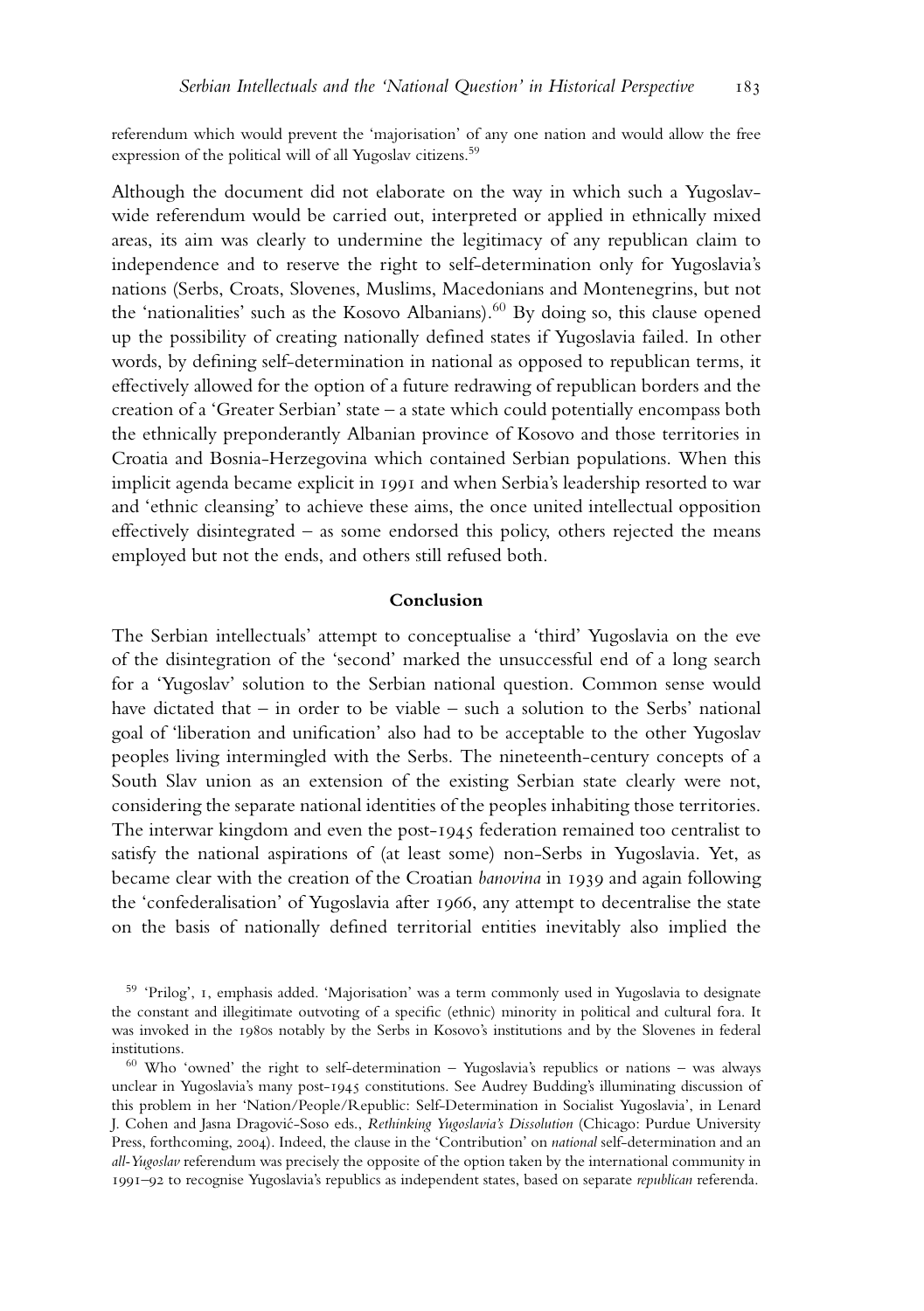referendum which would prevent the 'majorisation' of any one nation and would allow the free expression of the political will of all Yugoslav citizens.[59]

Although the document did not elaborate on the way in which such a Yugoslav-wide referendum would be carried out, interpreted or applied in ethnically mixed areas, its aim was clearly to undermine the legitimacy of any republican claim to independence and to reserve the right to self-determination only for Yugoslavia's nations (Serbs, Croats, Slovenes, Muslims, Macedonians and Montenegrins, but not the 'nationalities' such as the Kosovo Albanians).[60] By doing so, this clause opened up the possibility of creating nationally defined states if Yugoslavia failed. In other words, by defining self-determination in national as opposed to republican terms, it effectively allowed for the option of a future redrawing of republican borders and the creation of a 'Greater Serbian' state – a state which could potentially encompass both the ethnically preponderantly Albanian province of Kosovo and those territories in Croatia and Bosnia-Herzegovina which contained Serbian populations. When this implicit agenda became explicit in 1991 and when Serbia's leadership resorted to war and 'ethnic cleansing' to achieve these aims, the once united intellectual opposition effectively disintegrated – as some endorsed this policy, others rejected the means employed but not the ends, and others still refused both.

## Conclusion

The Serbian intellectuals' attempt to conceptualise a 'third' Yugoslavia on the eve of the disintegration of the 'second' marked the unsuccessful end of a long search for a 'Yugoslav' solution to the Serbian national question. Common sense would have dictated that – in order to be viable – such a solution to the Serbs' national goal of 'liberation and unification' also had to be acceptable to the other Yugoslav peoples living intermingled with the Serbs. The nineteenth-century concepts of a South Slav union as an extension of the existing Serbian state clearly were not, considering the separate national identities of the peoples inhabiting those territories. The interwar kingdom and even the post-1945 federation remained too centralist to satisfy the national aspirations of (at least some) non-Serbs in Yugoslavia. Yet, as became clear with the creation of the Croatian *banovina* in 1939 and again following the 'confederalisation' of Yugoslavia after 1966, any attempt to decentralise the state on the basis of nationally defined territorial entities inevitably also implied the

[59] 'Prilog', 1, emphasis added. 'Majorisation' was a term commonly used in Yugoslavia to designate the constant and illegitimate outvoting of a specific (ethnic) minority in political and cultural fora. It was invoked in the 1980s notably by the Serbs in Kosovo's institutions and by the Slovenes in federal institutions.

[60] Who 'owned' the right to self-determination – Yugoslavia's republics or nations – was always unclear in Yugoslavia's many post-1945 constitutions. See Audrey Budding's illuminating discussion of this problem in her 'Nation/People/Republic: Self-Determination in Socialist Yugoslavia', in Lenard J. Cohen and Jasna Dragović-Soso eds., *Rethinking Yugoslavia's Dissolution* (Chicago: Purdue University Press, forthcoming, 2004). Indeed, the clause in the 'Contribution' on *national* self-determination and an *all-Yugoslav* referendum was precisely the opposite of the option taken by the international community in 1991–92 to recognise Yugoslavia's republics as independent states, based on separate *republican* referenda.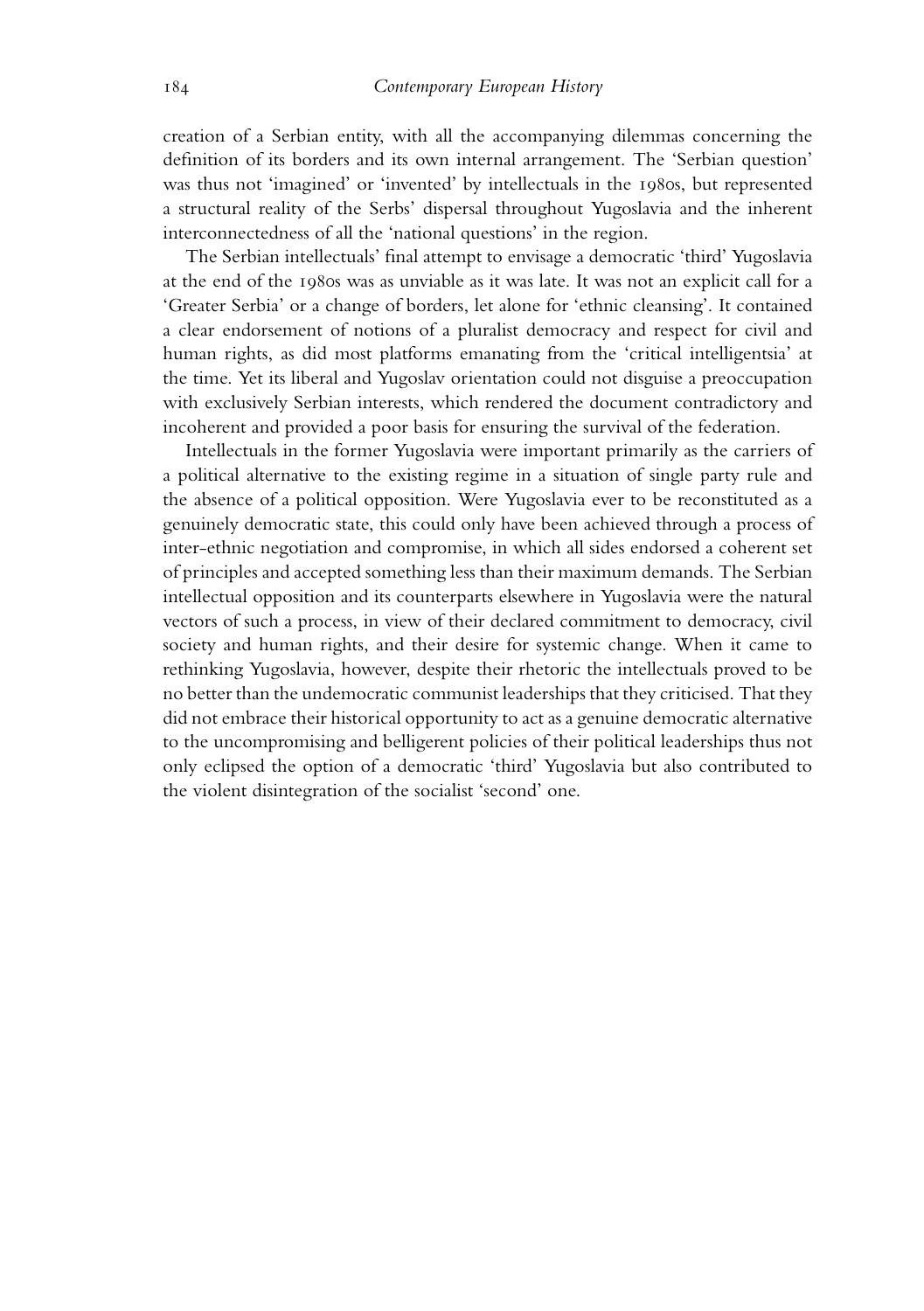creation of a Serbian entity, with all the accompanying dilemmas concerning the definition of its borders and its own internal arrangement. The 'Serbian question' was thus not 'imagined' or 'invented' by intellectuals in the 1980s, but represented a structural reality of the Serbs' dispersal throughout Yugoslavia and the inherent interconnectedness of all the 'national questions' in the region.

The Serbian intellectuals' final attempt to envisage a democratic 'third' Yugoslavia at the end of the 1980s was as unviable as it was late. It was not an explicit call for a 'Greater Serbia' or a change of borders, let alone for 'ethnic cleansing'. It contained a clear endorsement of notions of a pluralist democracy and respect for civil and human rights, as did most platforms emanating from the 'critical intelligentsia' at the time. Yet its liberal and Yugoslav orientation could not disguise a preoccupation with exclusively Serbian interests, which rendered the document contradictory and incoherent and provided a poor basis for ensuring the survival of the federation.

Intellectuals in the former Yugoslavia were important primarily as the carriers of a political alternative to the existing regime in a situation of single party rule and the absence of a political opposition. Were Yugoslavia ever to be reconstituted as a genuinely democratic state, this could only have been achieved through a process of inter-ethnic negotiation and compromise, in which all sides endorsed a coherent set of principles and accepted something less than their maximum demands. The Serbian intellectual opposition and its counterparts elsewhere in Yugoslavia were the natural vectors of such a process, in view of their declared commitment to democracy, civil society and human rights, and their desire for systemic change. When it came to rethinking Yugoslavia, however, despite their rhetoric the intellectuals proved to be no better than the undemocratic communist leaderships that they criticised. That they did not embrace their historical opportunity to act as a genuine democratic alternative to the uncompromising and belligerent policies of their political leaderships thus not only eclipsed the option of a democratic 'third' Yugoslavia but also contributed to the violent disintegration of the socialist 'second' one.